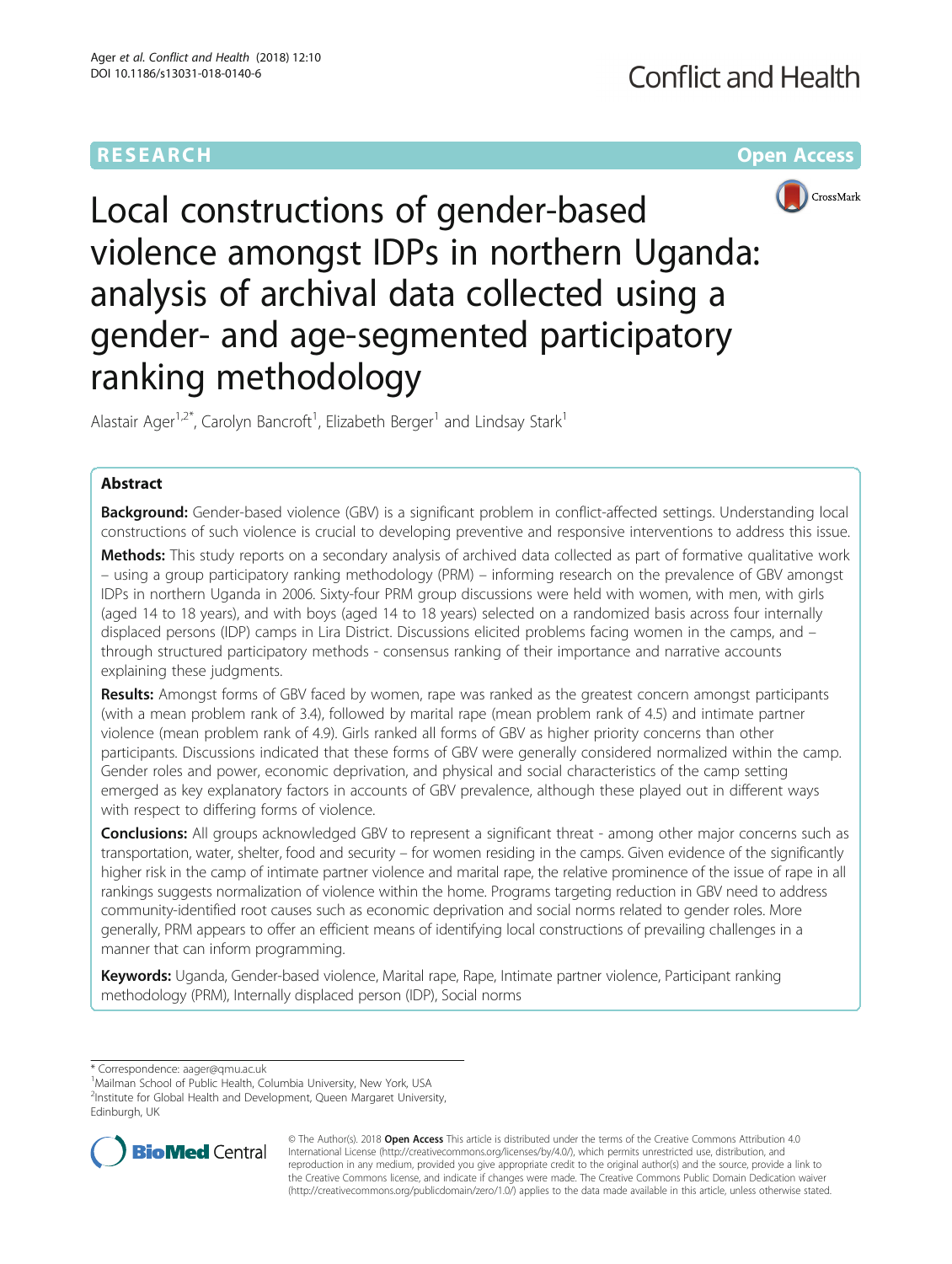RESEARCH

Open Access

# Local constructions of gender-based violence amongst IDPs in northern Uganda: analysis of archival data collected using a gender- and age-segmented participatory ranking methodology

Alastair Ager[1,2*], Carolyn Bancroft[1], Elizabeth Berger[1] and Lindsay Stark[1]

## Abstract

**Background:** Gender-based violence (GBV) is a significant problem in conflict-affected settings. Understanding local constructions of such violence is crucial to developing preventive and responsive interventions to address this issue.

**Methods:** This study reports on a secondary analysis of archived data collected as part of formative qualitative work – using a group participatory ranking methodology (PRM) – informing research on the prevalence of GBV amongst IDPs in northern Uganda in 2006. Sixty-four PRM group discussions were held with women, with men, with girls (aged 14 to 18 years), and with boys (aged 14 to 18 years) selected on a randomized basis across four internally displaced persons (IDP) camps in Lira District. Discussions elicited problems facing women in the camps, and – through structured participatory methods - consensus ranking of their importance and narrative accounts explaining these judgments.

**Results:** Amongst forms of GBV faced by women, rape was ranked as the greatest concern amongst participants (with a mean problem rank of 3.4), followed by marital rape (mean problem rank of 4.5) and intimate partner violence (mean problem rank of 4.9). Girls ranked all forms of GBV as higher priority concerns than other participants. Discussions indicated that these forms of GBV were generally considered normalized within the camp. Gender roles and power, economic deprivation, and physical and social characteristics of the camp setting emerged as key explanatory factors in accounts of GBV prevalence, although these played out in different ways with respect to differing forms of violence.

**Conclusions:** All groups acknowledged GBV to represent a significant threat - among other major concerns such as transportation, water, shelter, food and security – for women residing in the camps. Given evidence of the significantly higher risk in the camp of intimate partner violence and marital rape, the relative prominence of the issue of rape in all rankings suggests normalization of violence within the home. Programs targeting reduction in GBV need to address community-identified root causes such as economic deprivation and social norms related to gender roles. More generally, PRM appears to offer an efficient means of identifying local constructions of prevailing challenges in a manner that can inform programming.

**Keywords:** Uganda, Gender-based violence, Marital rape, Rape, Intimate partner violence, Participant ranking methodology (PRM), Internally displaced person (IDP), Social norms

\* Correspondence: aager@qmu.ac.uk
[1]Mailman School of Public Health, Columbia University, New York, USA
[2]Institute for Global Health and Development, Queen Margaret University, Edinburgh, UK

© The Author(s). 2018 **Open Access** This article is distributed under the terms of the Creative Commons Attribution 4.0 International License (http://creativecommons.org/licenses/by/4.0/), which permits unrestricted use, distribution, and reproduction in any medium, provided you give appropriate credit to the original author(s) and the source, provide a link to the Creative Commons license, and indicate if changes were made. The Creative Commons Public Domain Dedication waiver (http://creativecommons.org/publicdomain/zero/1.0/) applies to the data made available in this article, unless otherwise stated.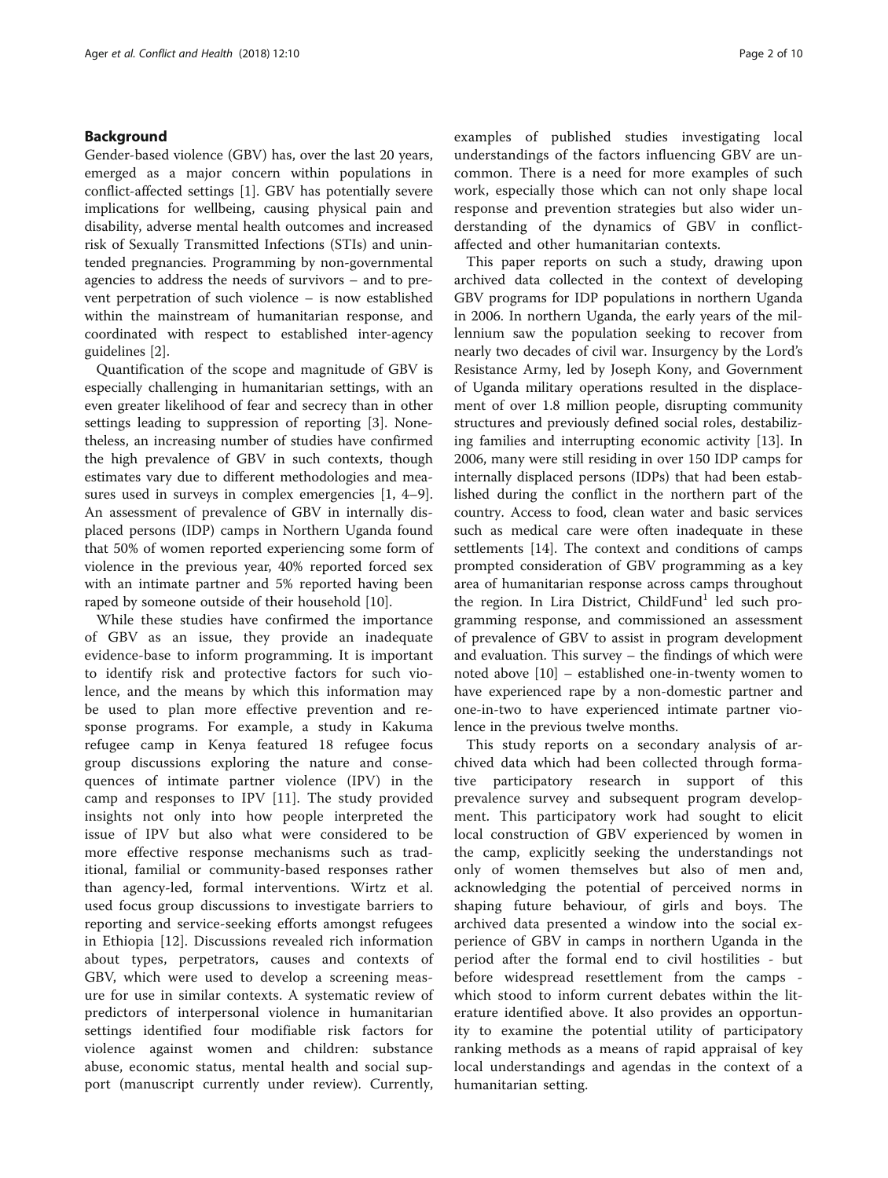## Background

Gender-based violence (GBV) has, over the last 20 years, emerged as a major concern within populations in conflict-affected settings [1]. GBV has potentially severe implications for wellbeing, causing physical pain and disability, adverse mental health outcomes and increased risk of Sexually Transmitted Infections (STIs) and unintended pregnancies. Programming by non-governmental agencies to address the needs of survivors – and to prevent perpetration of such violence – is now established within the mainstream of humanitarian response, and coordinated with respect to established inter-agency guidelines [2].

Quantification of the scope and magnitude of GBV is especially challenging in humanitarian settings, with an even greater likelihood of fear and secrecy than in other settings leading to suppression of reporting [3]. Nonetheless, an increasing number of studies have confirmed the high prevalence of GBV in such contexts, though estimates vary due to different methodologies and measures used in surveys in complex emergencies [1, 4–9]. An assessment of prevalence of GBV in internally displaced persons (IDP) camps in Northern Uganda found that 50% of women reported experiencing some form of violence in the previous year, 40% reported forced sex with an intimate partner and 5% reported having been raped by someone outside of their household [10].

While these studies have confirmed the importance of GBV as an issue, they provide an inadequate evidence-base to inform programming. It is important to identify risk and protective factors for such violence, and the means by which this information may be used to plan more effective prevention and response programs. For example, a study in Kakuma refugee camp in Kenya featured 18 refugee focus group discussions exploring the nature and consequences of intimate partner violence (IPV) in the camp and responses to IPV [11]. The study provided insights not only into how people interpreted the issue of IPV but also what were considered to be more effective response mechanisms such as traditional, familial or community-based responses rather than agency-led, formal interventions. Wirtz et al. used focus group discussions to investigate barriers to reporting and service-seeking efforts amongst refugees in Ethiopia [12]. Discussions revealed rich information about types, perpetrators, causes and contexts of GBV, which were used to develop a screening measure for use in similar contexts. A systematic review of predictors of interpersonal violence in humanitarian settings identified four modifiable risk factors for violence against women and children: substance abuse, economic status, mental health and social support (manuscript currently under review). Currently, examples of published studies investigating local understandings of the factors influencing GBV are uncommon. There is a need for more examples of such work, especially those which can not only shape local response and prevention strategies but also wider understanding of the dynamics of GBV in conflict-affected and other humanitarian contexts.

This paper reports on such a study, drawing upon archived data collected in the context of developing GBV programs for IDP populations in northern Uganda in 2006. In northern Uganda, the early years of the millennium saw the population seeking to recover from nearly two decades of civil war. Insurgency by the Lord's Resistance Army, led by Joseph Kony, and Government of Uganda military operations resulted in the displacement of over 1.8 million people, disrupting community structures and previously defined social roles, destabilizing families and interrupting economic activity [13]. In 2006, many were still residing in over 150 IDP camps for internally displaced persons (IDPs) that had been established during the conflict in the northern part of the country. Access to food, clean water and basic services such as medical care were often inadequate in these settlements [14]. The context and conditions of camps prompted consideration of GBV programming as a key area of humanitarian response across camps throughout the region. In Lira District, ChildFund[1] led such programming response, and commissioned an assessment of prevalence of GBV to assist in program development and evaluation. This survey – the findings of which were noted above [10] – established one-in-twenty women to have experienced rape by a non-domestic partner and one-in-two to have experienced intimate partner violence in the previous twelve months.

This study reports on a secondary analysis of archived data which had been collected through formative participatory research in support of this prevalence survey and subsequent program development. This participatory work had sought to elicit local construction of GBV experienced by women in the camp, explicitly seeking the understandings not only of women themselves but also of men and, acknowledging the potential of perceived norms in shaping future behaviour, of girls and boys. The archived data presented a window into the social experience of GBV in camps in northern Uganda in the period after the formal end to civil hostilities - but before widespread resettlement from the camps - which stood to inform current debates within the literature identified above. It also provides an opportunity to examine the potential utility of participatory ranking methods as a means of rapid appraisal of key local understandings and agendas in the context of a humanitarian setting.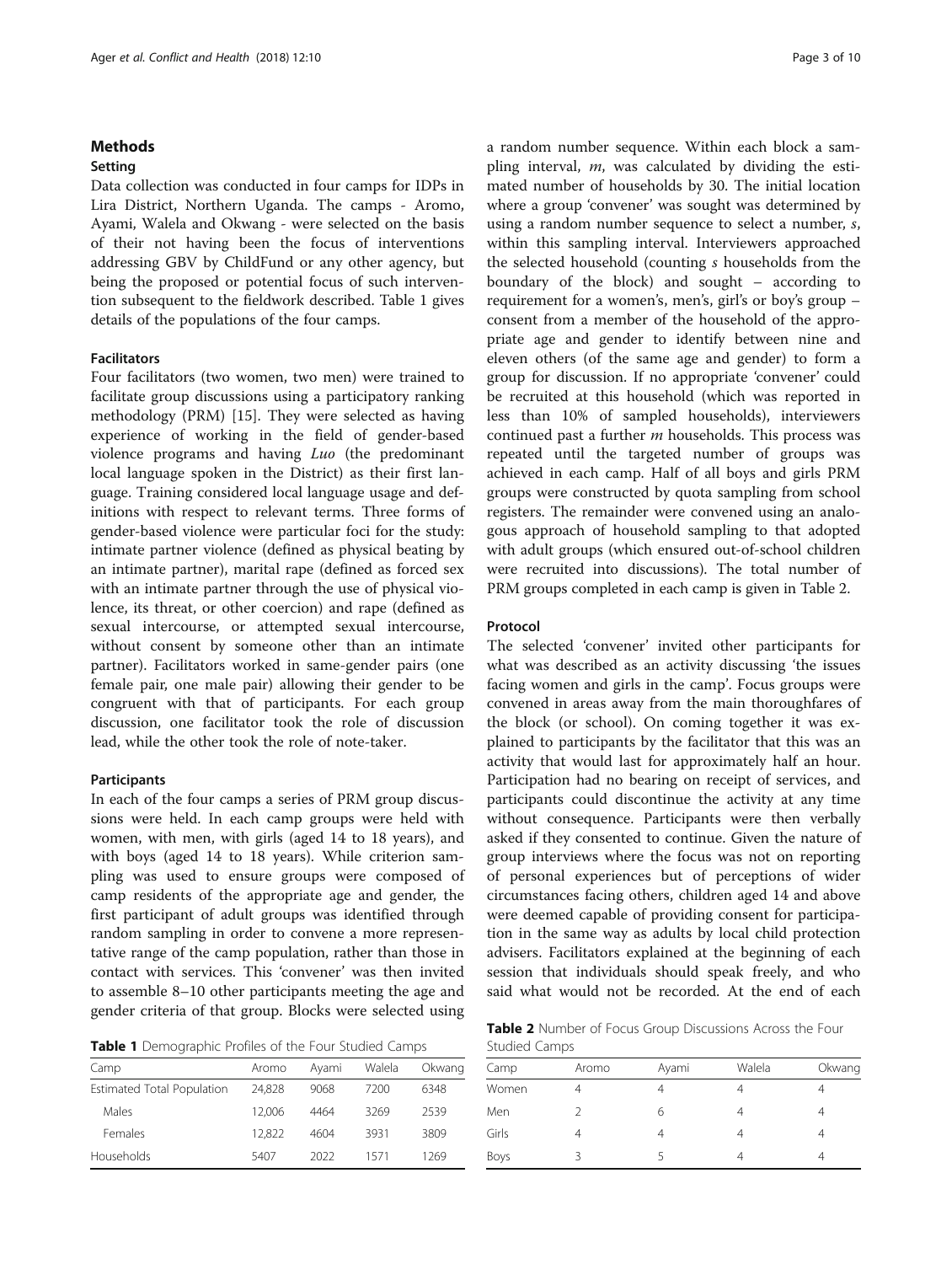## Methods

### Setting

Data collection was conducted in four camps for IDPs in Lira District, Northern Uganda. The camps - Aromo, Ayami, Walela and Okwang - were selected on the basis of their not having been the focus of interventions addressing GBV by ChildFund or any other agency, but being the proposed or potential focus of such intervention subsequent to the fieldwork described. Table 1 gives details of the populations of the four camps.

### Facilitators

Four facilitators (two women, two men) were trained to facilitate group discussions using a participatory ranking methodology (PRM) [15]. They were selected as having experience of working in the field of gender-based violence programs and having *Luo* (the predominant local language spoken in the District) as their first language. Training considered local language usage and definitions with respect to relevant terms. Three forms of gender-based violence were particular foci for the study: intimate partner violence (defined as physical beating by an intimate partner), marital rape (defined as forced sex with an intimate partner through the use of physical violence, its threat, or other coercion) and rape (defined as sexual intercourse, or attempted sexual intercourse, without consent by someone other than an intimate partner). Facilitators worked in same-gender pairs (one female pair, one male pair) allowing their gender to be congruent with that of participants. For each group discussion, one facilitator took the role of discussion lead, while the other took the role of note-taker.

### Participants

In each of the four camps a series of PRM group discussions were held. In each camp groups were held with women, with men, with girls (aged 14 to 18 years), and with boys (aged 14 to 18 years). While criterion sampling was used to ensure groups were composed of camp residents of the appropriate age and gender, the first participant of adult groups was identified through random sampling in order to convene a more representative range of the camp population, rather than those in contact with services. This 'convener' was then invited to assemble 8–10 other participants meeting the age and gender criteria of that group. Blocks were selected using a random number sequence. Within each block a sampling interval, $m$, was calculated by dividing the estimated number of households by 30. The initial location where a group 'convener' was sought was determined by using a random number sequence to select a number, $s$, within this sampling interval. Interviewers approached the selected household (counting $s$ households from the boundary of the block) and sought – according to requirement for a women's, men's, girl's or boy's group – consent from a member of the household of the appropriate age and gender to identify between nine and eleven others (of the same age and gender) to form a group for discussion. If no appropriate 'convener' could be recruited at this household (which was reported in less than 10% of sampled households), interviewers continued past a further $m$ households. This process was repeated until the targeted number of groups was achieved in each camp. Half of all boys and girls PRM groups were constructed by quota sampling from school registers. The remainder were convened using an analogous approach of household sampling to that adopted with adult groups (which ensured out-of-school children were recruited into discussions). The total number of PRM groups completed in each camp is given in Table 2.

**Table 1** Demographic Profiles of the Four Studied Camps

| Camp | Aromo | Ayami | Walela | Okwang |
|---|---|---|---|---|
| Estimated Total Population | 24,828 | 9068 | 7200 | 6348 |
| Males | 12,006 | 4464 | 3269 | 2539 |
| Females | 12,822 | 4604 | 3931 | 3809 |
| Households | 5407 | 2022 | 1571 | 1269 |

### Protocol

The selected 'convener' invited other participants for what was described as an activity discussing 'the issues facing women and girls in the camp'. Focus groups were convened in areas away from the main thoroughfares of the block (or school). On coming together it was explained to participants by the facilitator that this was an activity that would last for approximately half an hour. Participation had no bearing on receipt of services, and participants could discontinue the activity at any time without consequence. Participants were then verbally asked if they consented to continue. Given the nature of group interviews where the focus was not on reporting of personal experiences but of perceptions of wider circumstances facing others, children aged 14 and above were deemed capable of providing consent for participation in the same way as adults by local child protection advisers. Facilitators explained at the beginning of each session that individuals should speak freely, and who said what would not be recorded. At the end of each

**Table 2** Number of Focus Group Discussions Across the Four Studied Camps

| Camp | Aromo | Ayami | Walela | Okwang |
|---|---|---|---|---|
| Women | 4 | 4 | 4 | 4 |
| Men | 2 | 6 | 4 | 4 |
| Girls | 4 | 4 | 4 | 4 |
| Boys | 3 | 5 | 4 | 4 |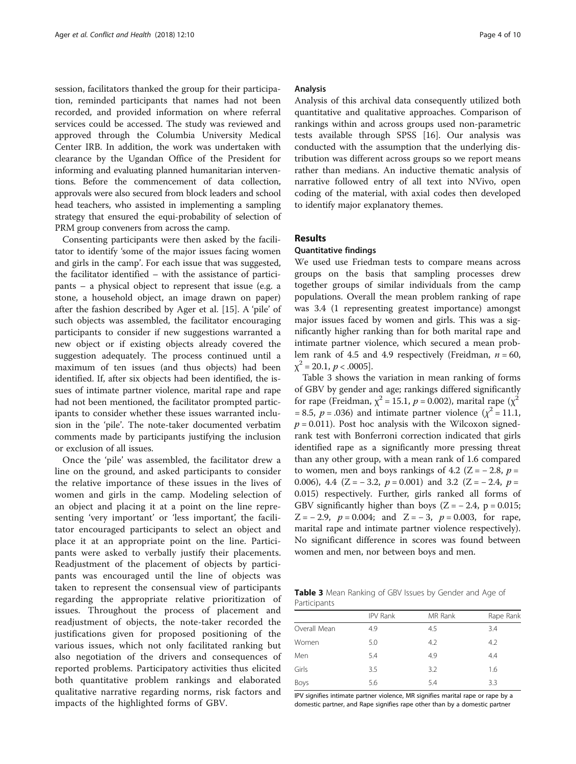session, facilitators thanked the group for their participation, reminded participants that names had not been recorded, and provided information on where referral services could be accessed. The study was reviewed and approved through the Columbia University Medical Center IRB. In addition, the work was undertaken with clearance by the Ugandan Office of the President for informing and evaluating planned humanitarian interventions. Before the commencement of data collection, approvals were also secured from block leaders and school head teachers, who assisted in implementing a sampling strategy that ensured the equi-probability of selection of PRM group conveners from across the camp.

Consenting participants were then asked by the facilitator to identify 'some of the major issues facing women and girls in the camp'. For each issue that was suggested, the facilitator identified – with the assistance of participants – a physical object to represent that issue (e.g. a stone, a household object, an image drawn on paper) after the fashion described by Ager et al. [15]. A 'pile' of such objects was assembled, the facilitator encouraging participants to consider if new suggestions warranted a new object or if existing objects already covered the suggestion adequately. The process continued until a maximum of ten issues (and thus objects) had been identified. If, after six objects had been identified, the issues of intimate partner violence, marital rape and rape had not been mentioned, the facilitator prompted participants to consider whether these issues warranted inclusion in the 'pile'. The note-taker documented verbatim comments made by participants justifying the inclusion or exclusion of all issues.

Once the 'pile' was assembled, the facilitator drew a line on the ground, and asked participants to consider the relative importance of these issues in the lives of women and girls in the camp. Modeling selection of an object and placing it at a point on the line representing 'very important' or 'less important', the facilitator encouraged participants to select an object and place it at an appropriate point on the line. Participants were asked to verbally justify their placements. Readjustment of the placement of objects by participants was encouraged until the line of objects was taken to represent the consensual view of participants regarding the appropriate relative prioritization of issues. Throughout the process of placement and readjustment of objects, the note-taker recorded the justifications given for proposed positioning of the various issues, which not only facilitated ranking but also negotiation of the drivers and consequences of reported problems. Participatory activities thus elicited both quantitative problem rankings and elaborated qualitative narrative regarding norms, risk factors and impacts of the highlighted forms of GBV.

### Analysis

Analysis of this archival data consequently utilized both quantitative and qualitative approaches. Comparison of rankings within and across groups used non-parametric tests available through SPSS [16]. Our analysis was conducted with the assumption that the underlying distribution was different across groups so we report means rather than medians. An inductive thematic analysis of narrative followed entry of all text into NVivo, open coding of the material, with axial codes then developed to identify major explanatory themes.

## Results

### Quantitative findings

We used use Friedman tests to compare means across groups on the basis that sampling processes drew together groups of similar individuals from the camp populations. Overall the mean problem ranking of rape was 3.4 (1 representing greatest importance) amongst major issues faced by women and girls. This was a significantly higher ranking than for both marital rape and intimate partner violence, which secured a mean problem rank of 4.5 and 4.9 respectively (Freidman, $n = 60$, $\chi^2 = 20.1$, $p < .0005$].

Table 3 shows the variation in mean ranking of forms of GBV by gender and age; rankings differed significantly for rape (Freidman, $\chi^2 = 15.1$, $p = 0.002$), marital rape ($\chi^2 = 8.5$, $p = .036$) and intimate partner violence ($\chi^2 = 11.1$, $p = 0.011$). Post hoc analysis with the Wilcoxon signed-rank test with Bonferroni correction indicated that girls identified rape as a significantly more pressing threat than any other group, with a mean rank of 1.6 compared to women, men and boys rankings of 4.2 ($Z = -2.8$, $p = 0.006$), 4.4 ($Z = -3.2$, $p = 0.001$) and 3.2 ($Z = -2.4$, $p = 0.015$) respectively. Further, girls ranked all forms of GBV significantly higher than boys ($Z = -2.4$, $p = 0.015$; $Z = -2.9$, $p = 0.004$; and $Z = -3$, $p = 0.003$, for rape, marital rape and intimate partner violence respectively). No significant difference in scores was found between women and men, nor between boys and men.

**Table 3** Mean Ranking of GBV Issues by Gender and Age of Participants

| | IPV Rank | MR Rank | Rape Rank |
|---|---|---|---|
| Overall Mean | 4.9 | 4.5 | 3.4 |
| Women | 5.0 | 4.2 | 4.2 |
| Men | 5.4 | 4.9 | 4.4 |
| Girls | 3.5 | 3.2 | 1.6 |
| Boys | 5.6 | 5.4 | 3.3 |

IPV signifies intimate partner violence, MR signifies marital rape or rape by a domestic partner, and Rape signifies rape other than by a domestic partner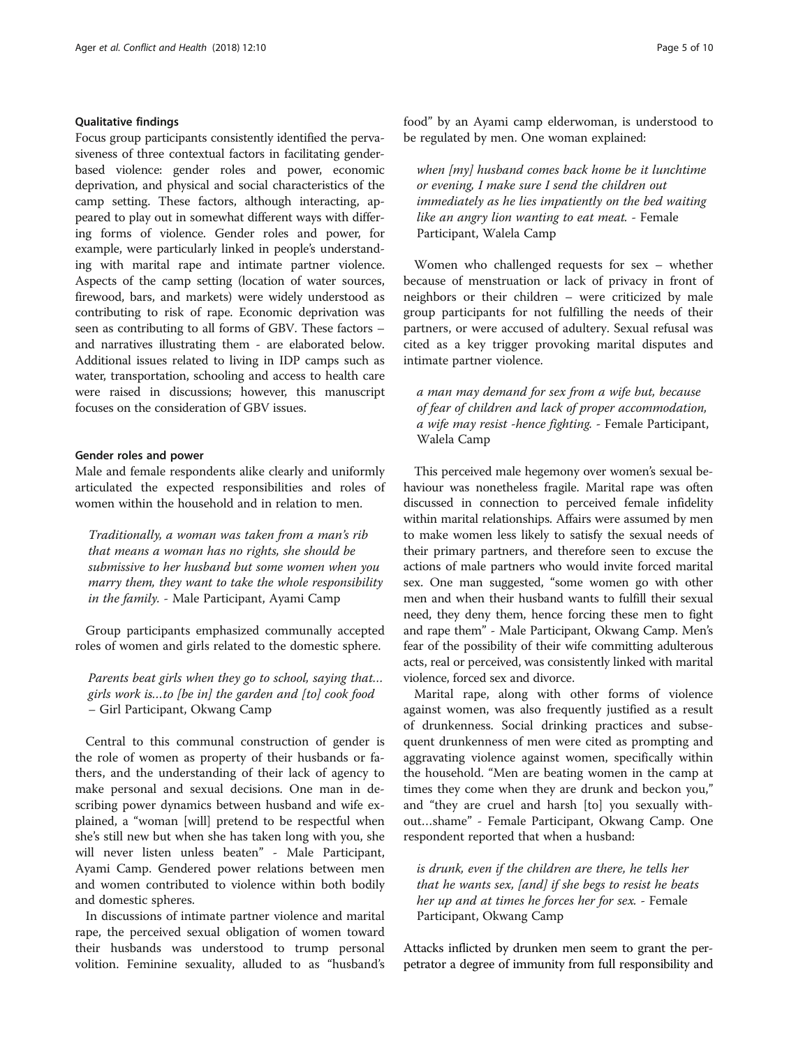### Qualitative findings

Focus group participants consistently identified the pervasiveness of three contextual factors in facilitating gender-based violence: gender roles and power, economic deprivation, and physical and social characteristics of the camp setting. These factors, although interacting, appeared to play out in somewhat different ways with differing forms of violence. Gender roles and power, for example, were particularly linked in people's understanding with marital rape and intimate partner violence. Aspects of the camp setting (location of water sources, firewood, bars, and markets) were widely understood as contributing to risk of rape. Economic deprivation was seen as contributing to all forms of GBV. These factors – and narratives illustrating them - are elaborated below. Additional issues related to living in IDP camps such as water, transportation, schooling and access to health care were raised in discussions; however, this manuscript focuses on the consideration of GBV issues.

### Gender roles and power

Male and female respondents alike clearly and uniformly articulated the expected responsibilities and roles of women within the household and in relation to men.

> *Traditionally, a woman was taken from a man's rib that means a woman has no rights, she should be submissive to her husband but some women when you marry them, they want to take the whole responsibility in the family.* - Male Participant, Ayami Camp

Group participants emphasized communally accepted roles of women and girls related to the domestic sphere.

> *Parents beat girls when they go to school, saying that… girls work is…to [be in] the garden and [to] cook food* – Girl Participant, Okwang Camp

Central to this communal construction of gender is the role of women as property of their husbands or fathers, and the understanding of their lack of agency to make personal and sexual decisions. One man in describing power dynamics between husband and wife explained, a "woman [will] pretend to be respectful when she's still new but when she has taken long with you, she will never listen unless beaten" - Male Participant, Ayami Camp. Gendered power relations between men and women contributed to violence within both bodily and domestic spheres.

In discussions of intimate partner violence and marital rape, the perceived sexual obligation of women toward their husbands was understood to trump personal volition. Feminine sexuality, alluded to as "husband's food" by an Ayami camp elderwoman, is understood to be regulated by men. One woman explained:

> *when [my] husband comes back home be it lunchtime or evening, I make sure I send the children out immediately as he lies impatiently on the bed waiting like an angry lion wanting to eat meat.* - Female Participant, Walela Camp

Women who challenged requests for sex – whether because of menstruation or lack of privacy in front of neighbors or their children – were criticized by male group participants for not fulfilling the needs of their partners, or were accused of adultery. Sexual refusal was cited as a key trigger provoking marital disputes and intimate partner violence.

> *a man may demand for sex from a wife but, because of fear of children and lack of proper accommodation, a wife may resist -hence fighting.* - Female Participant, Walela Camp

This perceived male hegemony over women's sexual behaviour was nonetheless fragile. Marital rape was often discussed in connection to perceived female infidelity within marital relationships. Affairs were assumed by men to make women less likely to satisfy the sexual needs of their primary partners, and therefore seen to excuse the actions of male partners who would invite forced marital sex. One man suggested, "some women go with other men and when their husband wants to fulfill their sexual need, they deny them, hence forcing these men to fight and rape them" - Male Participant, Okwang Camp. Men's fear of the possibility of their wife committing adulterous acts, real or perceived, was consistently linked with marital violence, forced sex and divorce.

Marital rape, along with other forms of violence against women, was also frequently justified as a result of drunkenness. Social drinking practices and subsequent drunkenness of men were cited as prompting and aggravating violence against women, specifically within the household. "Men are beating women in the camp at times they come when they are drunk and beckon you," and "they are cruel and harsh [to] you sexually without…shame" - Female Participant, Okwang Camp. One respondent reported that when a husband:

> *is drunk, even if the children are there, he tells her that he wants sex, [and] if she begs to resist he beats her up and at times he forces her for sex.* - Female Participant, Okwang Camp

Attacks inflicted by drunken men seem to grant the perpetrator a degree of immunity from full responsibility and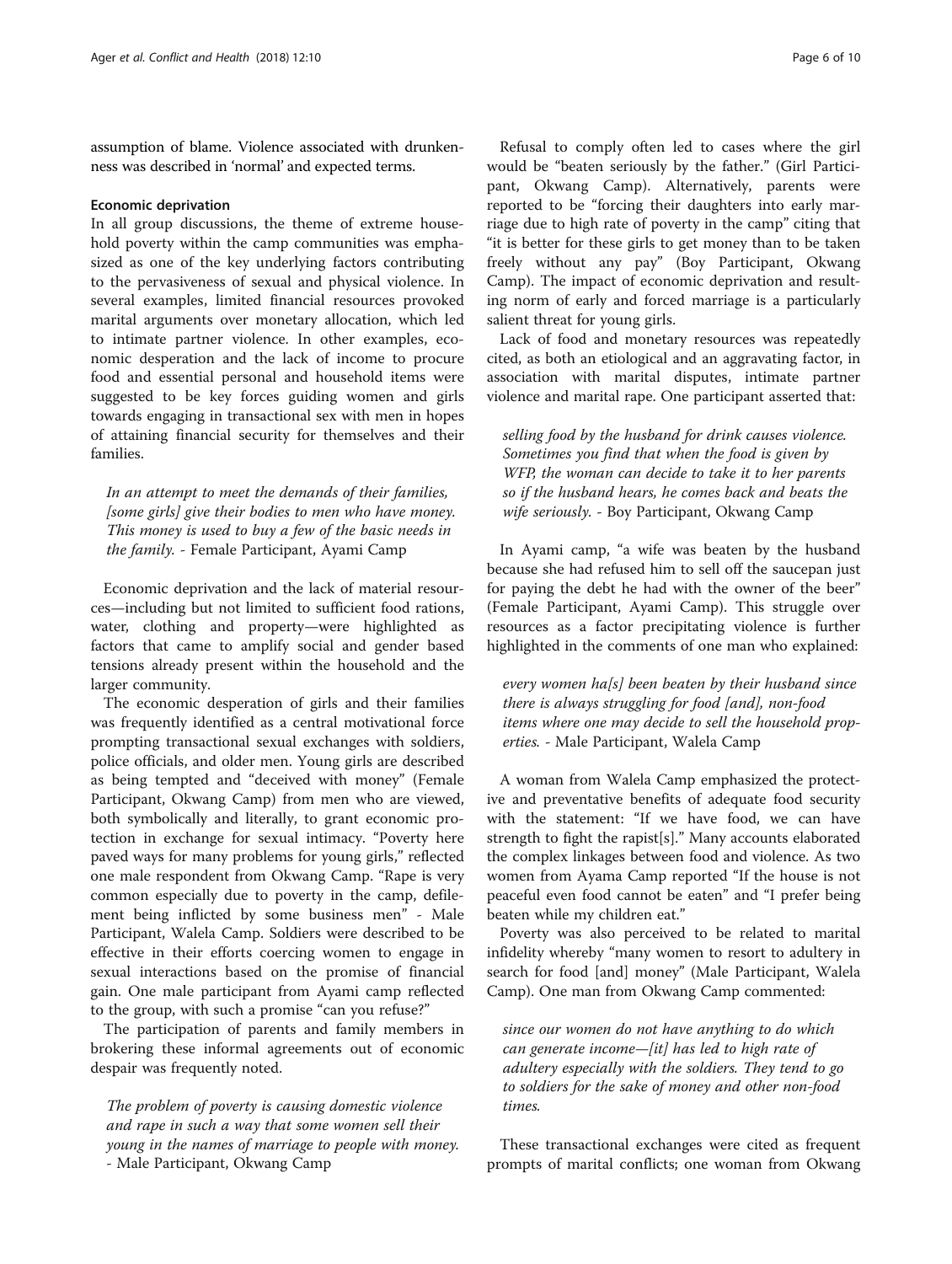assumption of blame. Violence associated with drunkenness was described in 'normal' and expected terms.

#### Economic deprivation

In all group discussions, the theme of extreme household poverty within the camp communities was emphasized as one of the key underlying factors contributing to the pervasiveness of sexual and physical violence. In several examples, limited financial resources provoked marital arguments over monetary allocation, which led to intimate partner violence. In other examples, economic desperation and the lack of income to procure food and essential personal and household items were suggested to be key forces guiding women and girls towards engaging in transactional sex with men in hopes of attaining financial security for themselves and their families.

> *In an attempt to meet the demands of their families, [some girls] give their bodies to men who have money. This money is used to buy a few of the basic needs in the family.* - Female Participant, Ayami Camp

Economic deprivation and the lack of material resources—including but not limited to sufficient food rations, water, clothing and property—were highlighted as factors that came to amplify social and gender based tensions already present within the household and the larger community.

The economic desperation of girls and their families was frequently identified as a central motivational force prompting transactional sexual exchanges with soldiers, police officials, and older men. Young girls are described as being tempted and "deceived with money" (Female Participant, Okwang Camp) from men who are viewed, both symbolically and literally, to grant economic protection in exchange for sexual intimacy. "Poverty here paved ways for many problems for young girls," reflected one male respondent from Okwang Camp. "Rape is very common especially due to poverty in the camp, defilement being inflicted by some business men" - Male Participant, Walela Camp. Soldiers were described to be effective in their efforts coercing women to engage in sexual interactions based on the promise of financial gain. One male participant from Ayami camp reflected to the group, with such a promise "can you refuse?"

The participation of parents and family members in brokering these informal agreements out of economic despair was frequently noted.

> *The problem of poverty is causing domestic violence and rape in such a way that some women sell their young in the names of marriage to people with money.* - Male Participant, Okwang Camp

Refusal to comply often led to cases where the girl would be "beaten seriously by the father." (Girl Participant, Okwang Camp). Alternatively, parents were reported to be "forcing their daughters into early marriage due to high rate of poverty in the camp" citing that "it is better for these girls to get money than to be taken freely without any pay" (Boy Participant, Okwang Camp). The impact of economic deprivation and resulting norm of early and forced marriage is a particularly salient threat for young girls.

Lack of food and monetary resources was repeatedly cited, as both an etiological and an aggravating factor, in association with marital disputes, intimate partner violence and marital rape. One participant asserted that:

> *selling food by the husband for drink causes violence. Sometimes you find that when the food is given by WFP, the woman can decide to take it to her parents so if the husband hears, he comes back and beats the wife seriously.* - Boy Participant, Okwang Camp

In Ayami camp, "a wife was beaten by the husband because she had refused him to sell off the saucepan just for paying the debt he had with the owner of the beer" (Female Participant, Ayami Camp). This struggle over resources as a factor precipitating violence is further highlighted in the comments of one man who explained:

> *every women ha[s] been beaten by their husband since there is always struggling for food [and], non-food items where one may decide to sell the household properties.* - Male Participant, Walela Camp

A woman from Walela Camp emphasized the protective and preventative benefits of adequate food security with the statement: "If we have food, we can have strength to fight the rapist[s]." Many accounts elaborated the complex linkages between food and violence. As two women from Ayama Camp reported "If the house is not peaceful even food cannot be eaten" and "I prefer being beaten while my children eat."

Poverty was also perceived to be related to marital infidelity whereby "many women to resort to adultery in search for food [and] money" (Male Participant, Walela Camp). One man from Okwang Camp commented:

> *since our women do not have anything to do which can generate income—[it] has led to high rate of adultery especially with the soldiers. They tend to go to soldiers for the sake of money and other non-food times.*

These transactional exchanges were cited as frequent prompts of marital conflicts; one woman from Okwang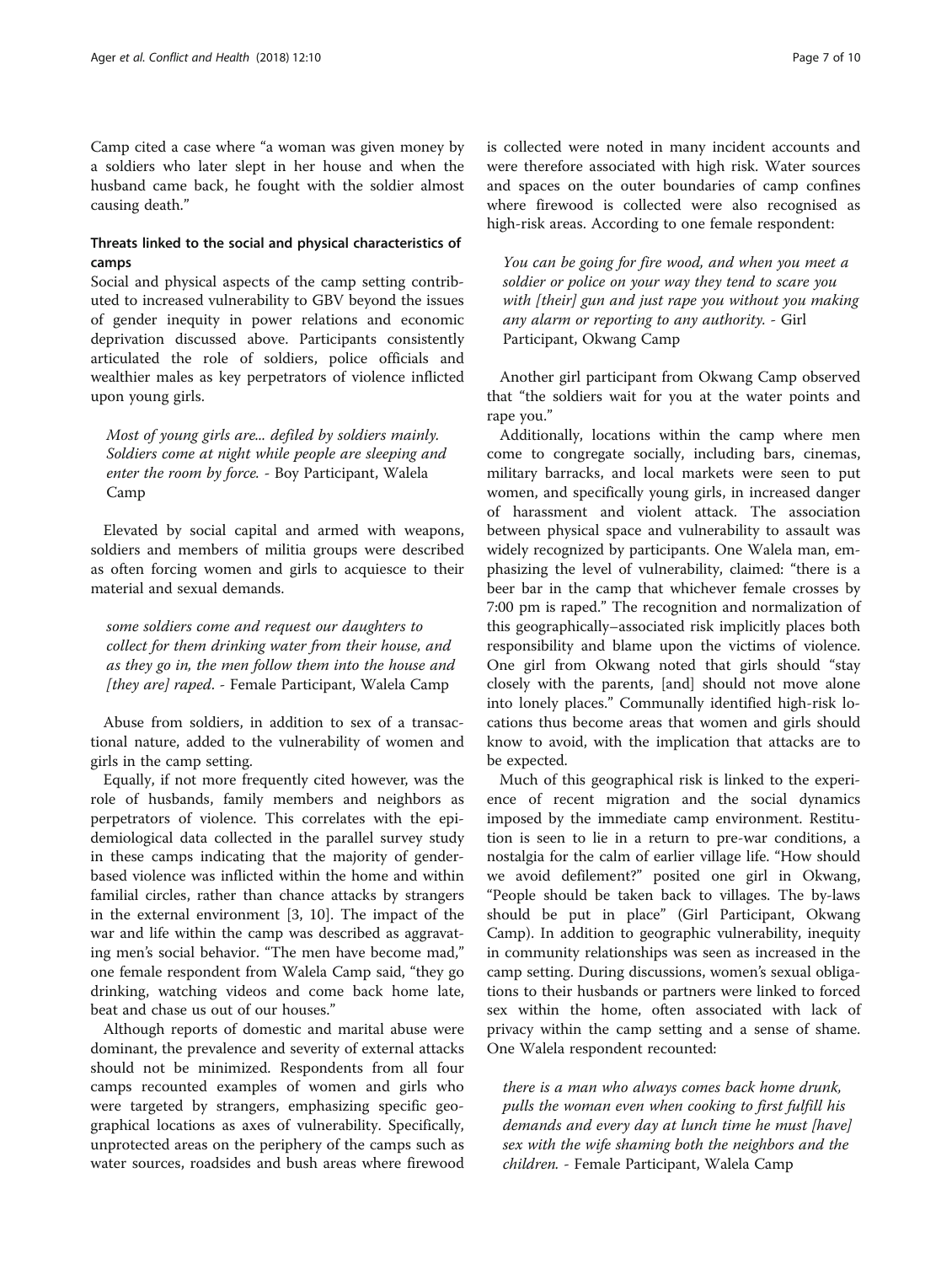Camp cited a case where "a woman was given money by a soldiers who later slept in her house and when the husband came back, he fought with the soldier almost causing death."

### Threats linked to the social and physical characteristics of camps

Social and physical aspects of the camp setting contributed to increased vulnerability to GBV beyond the issues of gender inequity in power relations and economic deprivation discussed above. Participants consistently articulated the role of soldiers, police officials and wealthier males as key perpetrators of violence inflicted upon young girls.

> *Most of young girls are... defiled by soldiers mainly. Soldiers come at night while people are sleeping and enter the room by force.* - Boy Participant, Walela Camp

Elevated by social capital and armed with weapons, soldiers and members of militia groups were described as often forcing women and girls to acquiesce to their material and sexual demands.

> *some soldiers come and request our daughters to collect for them drinking water from their house, and as they go in, the men follow them into the house and [they are] raped.* - Female Participant, Walela Camp

Abuse from soldiers, in addition to sex of a transactional nature, added to the vulnerability of women and girls in the camp setting.

Equally, if not more frequently cited however, was the role of husbands, family members and neighbors as perpetrators of violence. This correlates with the epidemiological data collected in the parallel survey study in these camps indicating that the majority of gender-based violence was inflicted within the home and within familial circles, rather than chance attacks by strangers in the external environment [3, 10]. The impact of the war and life within the camp was described as aggravating men's social behavior. "The men have become mad," one female respondent from Walela Camp said, "they go drinking, watching videos and come back home late, beat and chase us out of our houses."

Although reports of domestic and marital abuse were dominant, the prevalence and severity of external attacks should not be minimized. Respondents from all four camps recounted examples of women and girls who were targeted by strangers, emphasizing specific geographical locations as axes of vulnerability. Specifically, unprotected areas on the periphery of the camps such as water sources, roadsides and bush areas where firewood is collected were noted in many incident accounts and were therefore associated with high risk. Water sources and spaces on the outer boundaries of camp confines where firewood is collected were also recognised as high-risk areas. According to one female respondent:

> *You can be going for fire wood, and when you meet a soldier or police on your way they tend to scare you with [their] gun and just rape you without you making any alarm or reporting to any authority.* - Girl Participant, Okwang Camp

Another girl participant from Okwang Camp observed that "the soldiers wait for you at the water points and rape you."

Additionally, locations within the camp where men come to congregate socially, including bars, cinemas, military barracks, and local markets were seen to put women, and specifically young girls, in increased danger of harassment and violent attack. The association between physical space and vulnerability to assault was widely recognized by participants. One Walela man, emphasizing the level of vulnerability, claimed: "there is a beer bar in the camp that whichever female crosses by 7:00 pm is raped." The recognition and normalization of this geographically–associated risk implicitly places both responsibility and blame upon the victims of violence. One girl from Okwang noted that girls should "stay closely with the parents, [and] should not move alone into lonely places." Communally identified high-risk locations thus become areas that women and girls should know to avoid, with the implication that attacks are to be expected.

Much of this geographical risk is linked to the experience of recent migration and the social dynamics imposed by the immediate camp environment. Restitution is seen to lie in a return to pre-war conditions, a nostalgia for the calm of earlier village life. "How should we avoid defilement?" posited one girl in Okwang, "People should be taken back to villages. The by-laws should be put in place" (Girl Participant, Okwang Camp). In addition to geographic vulnerability, inequity in community relationships was seen as increased in the camp setting. During discussions, women's sexual obligations to their husbands or partners were linked to forced sex within the home, often associated with lack of privacy within the camp setting and a sense of shame. One Walela respondent recounted:

> *there is a man who always comes back home drunk, pulls the woman even when cooking to first fulfill his demands and every day at lunch time he must [have] sex with the wife shaming both the neighbors and the children.* - Female Participant, Walela Camp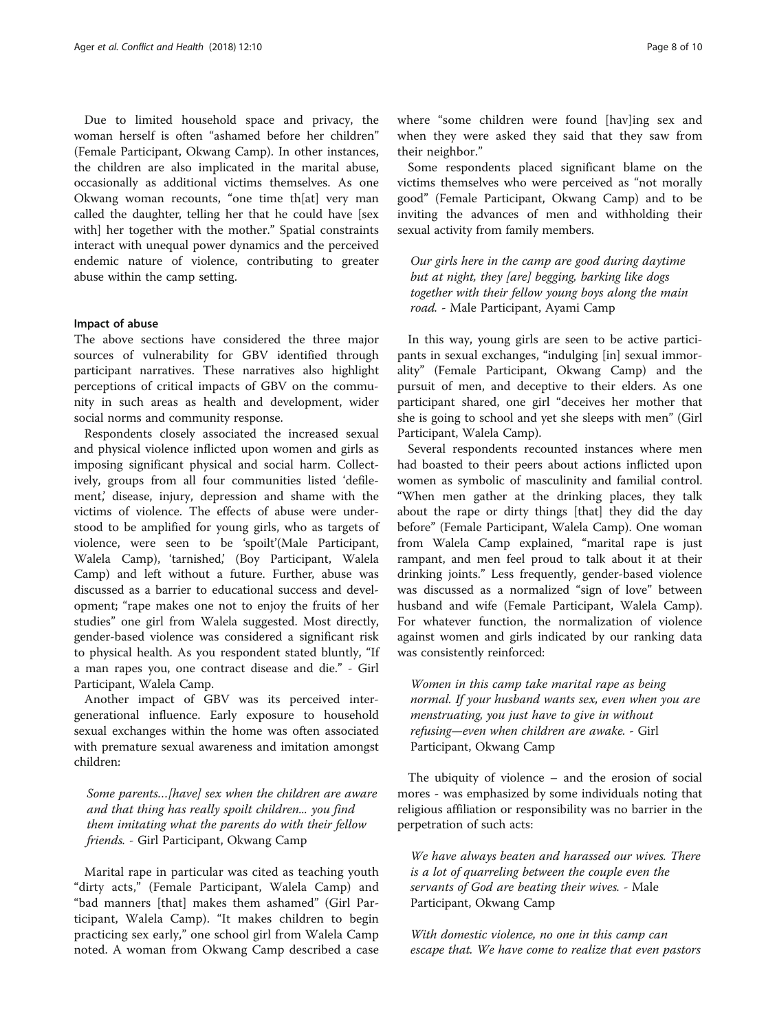Due to limited household space and privacy, the woman herself is often "ashamed before her children" (Female Participant, Okwang Camp). In other instances, the children are also implicated in the marital abuse, occasionally as additional victims themselves. As one Okwang woman recounts, "one time th[at] very man called the daughter, telling her that he could have [sex with] her together with the mother." Spatial constraints interact with unequal power dynamics and the perceived endemic nature of violence, contributing to greater abuse within the camp setting.

### Impact of abuse

The above sections have considered the three major sources of vulnerability for GBV identified through participant narratives. These narratives also highlight perceptions of critical impacts of GBV on the community in such areas as health and development, wider social norms and community response.

Respondents closely associated the increased sexual and physical violence inflicted upon women and girls as imposing significant physical and social harm. Collectively, groups from all four communities listed 'defilement,' disease, injury, depression and shame with the victims of violence. The effects of abuse were understood to be amplified for young girls, who as targets of violence, were seen to be 'spoilt'(Male Participant, Walela Camp), 'tarnished,' (Boy Participant, Walela Camp) and left without a future. Further, abuse was discussed as a barrier to educational success and development; "rape makes one not to enjoy the fruits of her studies" one girl from Walela suggested. Most directly, gender-based violence was considered a significant risk to physical health. As you respondent stated bluntly, "If a man rapes you, one contract disease and die." - Girl Participant, Walela Camp.

Another impact of GBV was its perceived intergenerational influence. Early exposure to household sexual exchanges within the home was often associated with premature sexual awareness and imitation amongst children:

> *Some parents…[have] sex when the children are aware and that thing has really spoilt children... you find them imitating what the parents do with their fellow friends.* - Girl Participant, Okwang Camp

Marital rape in particular was cited as teaching youth "dirty acts," (Female Participant, Walela Camp) and "bad manners [that] makes them ashamed" (Girl Participant, Walela Camp). "It makes children to begin practicing sex early," one school girl from Walela Camp noted. A woman from Okwang Camp described a case where "some children were found [hav]ing sex and when they were asked they said that they saw from their neighbor."

Some respondents placed significant blame on the victims themselves who were perceived as "not morally good" (Female Participant, Okwang Camp) and to be inviting the advances of men and withholding their sexual activity from family members.

> *Our girls here in the camp are good during daytime but at night, they [are] begging, barking like dogs together with their fellow young boys along the main road.* - Male Participant, Ayami Camp

In this way, young girls are seen to be active participants in sexual exchanges, "indulging [in] sexual immorality" (Female Participant, Okwang Camp) and the pursuit of men, and deceptive to their elders. As one participant shared, one girl "deceives her mother that she is going to school and yet she sleeps with men" (Girl Participant, Walela Camp).

Several respondents recounted instances where men had boasted to their peers about actions inflicted upon women as symbolic of masculinity and familial control. "When men gather at the drinking places, they talk about the rape or dirty things [that] they did the day before" (Female Participant, Walela Camp). One woman from Walela Camp explained, "marital rape is just rampant, and men feel proud to talk about it at their drinking joints." Less frequently, gender-based violence was discussed as a normalized "sign of love" between husband and wife (Female Participant, Walela Camp). For whatever function, the normalization of violence against women and girls indicated by our ranking data was consistently reinforced:

> *Women in this camp take marital rape as being normal. If your husband wants sex, even when you are menstruating, you just have to give in without refusing—even when children are awake.* - Girl Participant, Okwang Camp

The ubiquity of violence – and the erosion of social mores - was emphasized by some individuals noting that religious affiliation or responsibility was no barrier in the perpetration of such acts:

> *We have always beaten and harassed our wives. There is a lot of quarreling between the couple even the servants of God are beating their wives.* - Male Participant, Okwang Camp

> *With domestic violence, no one in this camp can escape that. We have come to realize that even pastors*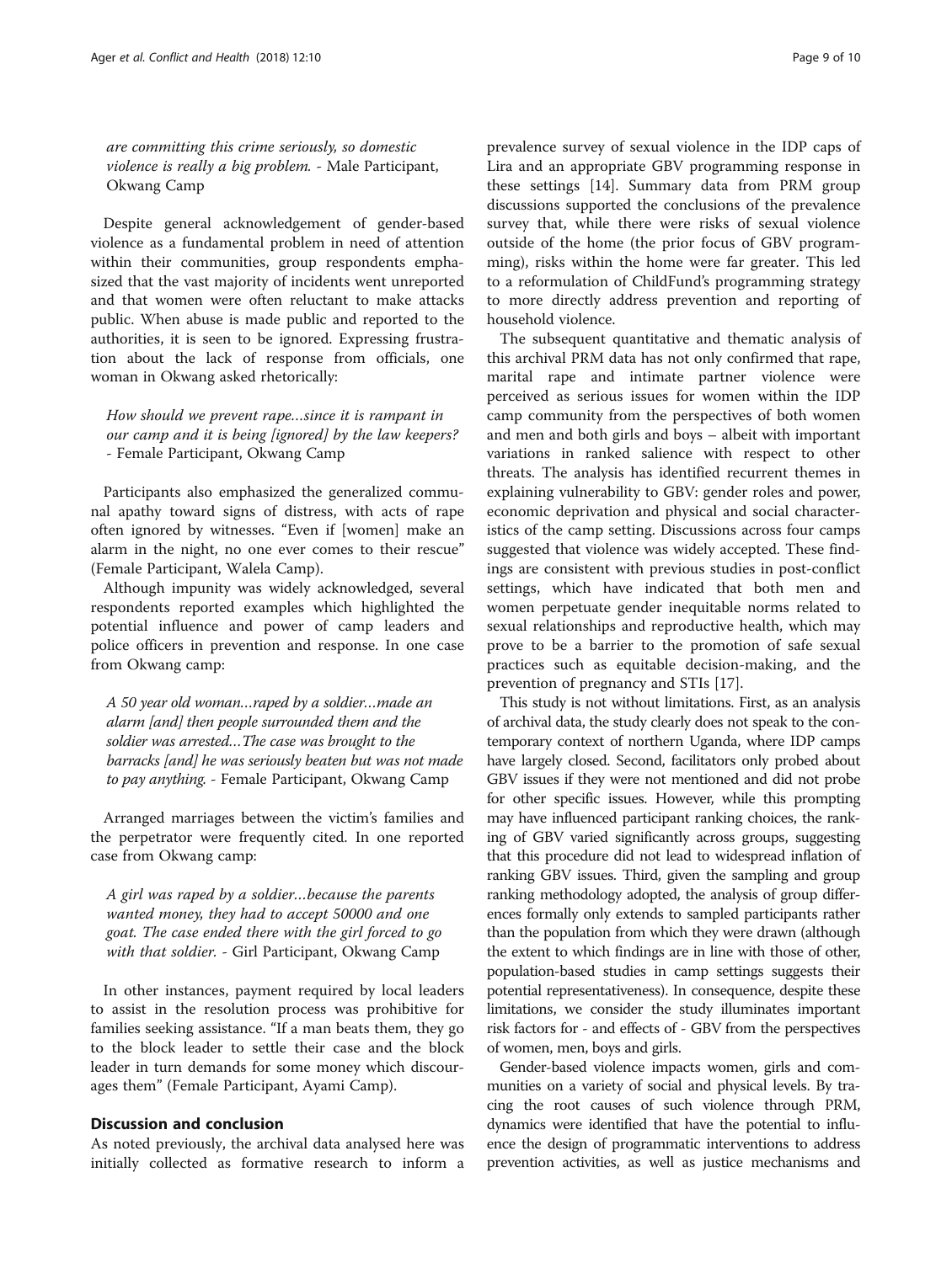*are committing this crime seriously, so domestic violence is really a big problem.* - Male Participant, Okwang Camp

Despite general acknowledgement of gender-based violence as a fundamental problem in need of attention within their communities, group respondents emphasized that the vast majority of incidents went unreported and that women were often reluctant to make attacks public. When abuse is made public and reported to the authorities, it is seen to be ignored. Expressing frustration about the lack of response from officials, one woman in Okwang asked rhetorically:

*How should we prevent rape...since it is rampant in our camp and it is being [ignored] by the law keepers?* - Female Participant, Okwang Camp

Participants also emphasized the generalized communal apathy toward signs of distress, with acts of rape often ignored by witnesses. "Even if [women] make an alarm in the night, no one ever comes to their rescue" (Female Participant, Walela Camp).

Although impunity was widely acknowledged, several respondents reported examples which highlighted the potential influence and power of camp leaders and police officers in prevention and response. In one case from Okwang camp:

*A 50 year old woman…raped by a soldier…made an alarm [and] then people surrounded them and the soldier was arrested…The case was brought to the barracks [and] he was seriously beaten but was not made to pay anything.* - Female Participant, Okwang Camp

Arranged marriages between the victim's families and the perpetrator were frequently cited. In one reported case from Okwang camp:

*A girl was raped by a soldier…because the parents wanted money, they had to accept 50000 and one goat. The case ended there with the girl forced to go with that soldier.* - Girl Participant, Okwang Camp

In other instances, payment required by local leaders to assist in the resolution process was prohibitive for families seeking assistance. "If a man beats them, they go to the block leader to settle their case and the block leader in turn demands for some money which discourages them" (Female Participant, Ayami Camp).

## Discussion and conclusion

As noted previously, the archival data analysed here was initially collected as formative research to inform a prevalence survey of sexual violence in the IDP caps of Lira and an appropriate GBV programming response in these settings [14]. Summary data from PRM group discussions supported the conclusions of the prevalence survey that, while there were risks of sexual violence outside of the home (the prior focus of GBV programming), risks within the home were far greater. This led to a reformulation of ChildFund's programming strategy to more directly address prevention and reporting of household violence.

The subsequent quantitative and thematic analysis of this archival PRM data has not only confirmed that rape, marital rape and intimate partner violence were perceived as serious issues for women within the IDP camp community from the perspectives of both women and men and both girls and boys – albeit with important variations in ranked salience with respect to other threats. The analysis has identified recurrent themes in explaining vulnerability to GBV: gender roles and power, economic deprivation and physical and social characteristics of the camp setting. Discussions across four camps suggested that violence was widely accepted. These findings are consistent with previous studies in post-conflict settings, which have indicated that both men and women perpetuate gender inequitable norms related to sexual relationships and reproductive health, which may prove to be a barrier to the promotion of safe sexual practices such as equitable decision-making, and the prevention of pregnancy and STIs [17].

This study is not without limitations. First, as an analysis of archival data, the study clearly does not speak to the contemporary context of northern Uganda, where IDP camps have largely closed. Second, facilitators only probed about GBV issues if they were not mentioned and did not probe for other specific issues. However, while this prompting may have influenced participant ranking choices, the ranking of GBV varied significantly across groups, suggesting that this procedure did not lead to widespread inflation of ranking GBV issues. Third, given the sampling and group ranking methodology adopted, the analysis of group differences formally only extends to sampled participants rather than the population from which they were drawn (although the extent to which findings are in line with those of other, population-based studies in camp settings suggests their potential representativeness). In consequence, despite these limitations, we consider the study illuminates important risk factors for - and effects of - GBV from the perspectives of women, men, boys and girls.

Gender-based violence impacts women, girls and communities on a variety of social and physical levels. By tracing the root causes of such violence through PRM, dynamics were identified that have the potential to influence the design of programmatic interventions to address prevention activities, as well as justice mechanisms and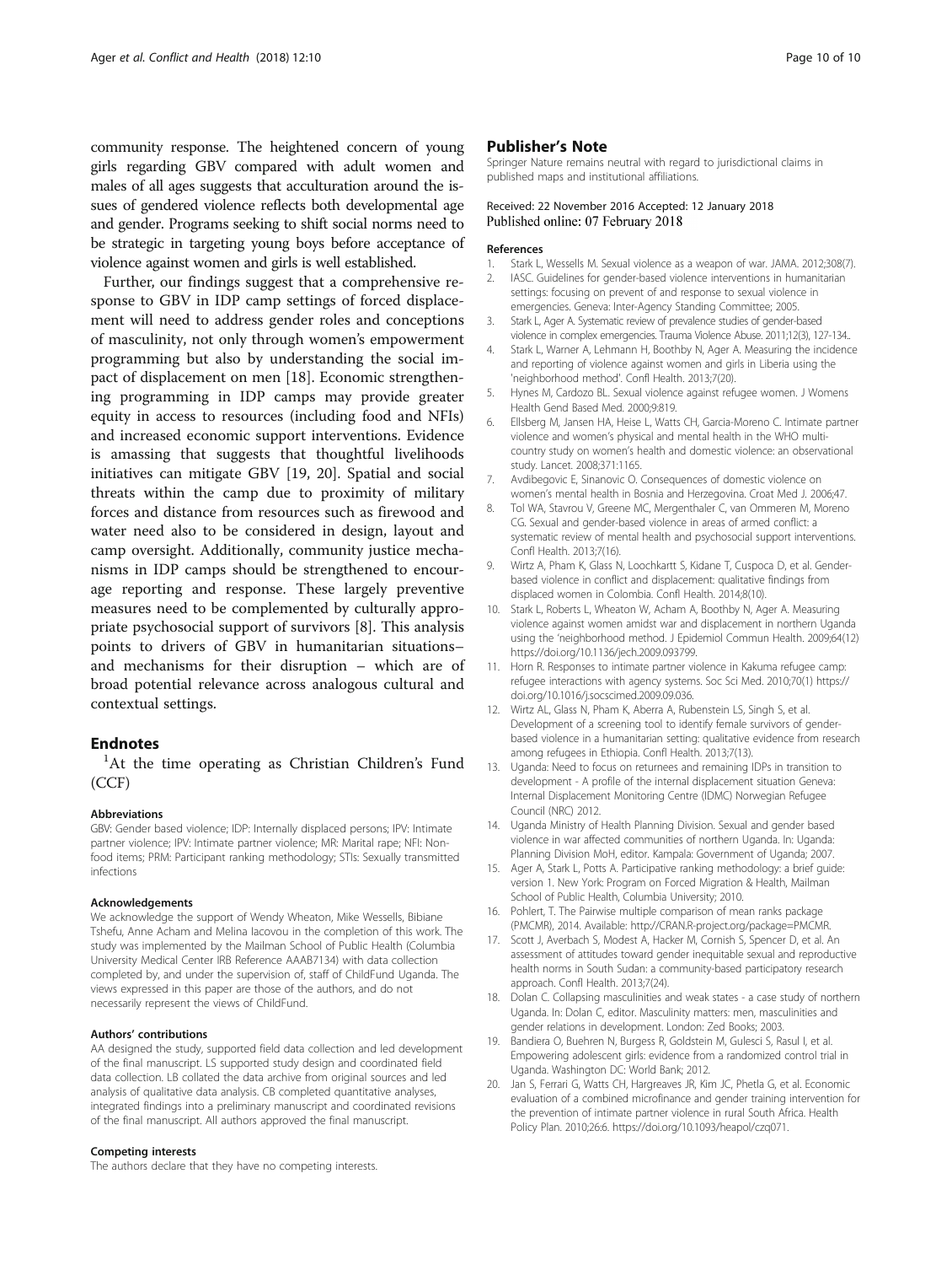community response. The heightened concern of young girls regarding GBV compared with adult women and males of all ages suggests that acculturation around the issues of gendered violence reflects both developmental age and gender. Programs seeking to shift social norms need to be strategic in targeting young boys before acceptance of violence against women and girls is well established.

Further, our findings suggest that a comprehensive response to GBV in IDP camp settings of forced displacement will need to address gender roles and conceptions of masculinity, not only through women's empowerment programming but also by understanding the social impact of displacement on men [18]. Economic strengthening programming in IDP camps may provide greater equity in access to resources (including food and NFIs) and increased economic support interventions. Evidence is amassing that suggests that thoughtful livelihoods initiatives can mitigate GBV [19, 20]. Spatial and social threats within the camp due to proximity of military forces and distance from resources such as firewood and water need also to be considered in design, layout and camp oversight. Additionally, community justice mechanisms in IDP camps should be strengthened to encourage reporting and response. These largely preventive measures need to be complemented by culturally appropriate psychosocial support of survivors [8]. This analysis points to drivers of GBV in humanitarian situations– and mechanisms for their disruption – which are of broad potential relevance across analogous cultural and contextual settings.

## Endnotes

[1]At the time operating as Christian Children's Fund (CCF)

#### Abbreviations

GBV: Gender based violence; IDP: Internally displaced persons; IPV: Intimate partner violence; IPV: Intimate partner violence; MR: Marital rape; NFI: Non-food items; PRM: Participant ranking methodology; STIs: Sexually transmitted infections

#### Acknowledgements

We acknowledge the support of Wendy Wheaton, Mike Wessells, Bibiane Tshefu, Anne Acham and Melina Iacovou in the completion of this work. The study was implemented by the Mailman School of Public Health (Columbia University Medical Center IRB Reference AAAB7134) with data collection completed by, and under the supervision of, staff of ChildFund Uganda. The views expressed in this paper are those of the authors, and do not necessarily represent the views of ChildFund.

#### Authors' contributions

AA designed the study, supported field data collection and led development of the final manuscript. LS supported study design and coordinated field data collection. LB collated the data archive from original sources and led analysis of qualitative data analysis. CB completed quantitative analyses, integrated findings into a preliminary manuscript and coordinated revisions of the final manuscript. All authors approved the final manuscript.

#### Competing interests

The authors declare that they have no competing interests.

## Publisher's Note

Springer Nature remains neutral with regard to jurisdictional claims in published maps and institutional affiliations.

Received: 22 November 2016 Accepted: 12 January 2018
Published online: 07 February 2018

#### References

1. Stark L, Wessells M. Sexual violence as a weapon of war. JAMA. 2012;308(7).
2. IASC. Guidelines for gender-based violence interventions in humanitarian settings: focusing on prevent of and response to sexual violence in emergencies. Geneva: Inter-Agency Standing Committee; 2005.
3. Stark L, Ager A. Systematic review of prevalence studies of gender-based violence in complex emergencies. Trauma Violence Abuse. 2011;12(3), 127-134..
4. Stark L, Warner A, Lehmann H, Boothby N, Ager A. Measuring the incidence and reporting of violence against women and girls in Liberia using the 'neighborhood method'. Confl Health. 2013;7(20).
5. Hynes M, Cardozo BL. Sexual violence against refugee women. J Womens Health Gend Based Med. 2000;9:819.
6. Ellsberg M, Jansen HA, Heise L, Watts CH, Garcia-Moreno C. Intimate partner violence and women's physical and mental health in the WHO multi-country study on women's health and domestic violence: an observational study. Lancet. 2008;371:1165.
7. Avdibegovic E, Sinanovic O. Consequences of domestic violence on women's mental health in Bosnia and Herzegovina. Croat Med J. 2006;47.
8. Tol WA, Stavrou V, Greene MC, Mergenthaler C, van Ommeren M, Moreno CG. Sexual and gender-based violence in areas of armed conflict: a systematic review of mental health and psychosocial support interventions. Confl Health. 2013;7(16).
9. Wirtz A, Pham K, Glass N, Loochkartt S, Kidane T, Cuspoca D, et al. Gender-based violence in conflict and displacement: qualitative findings from displaced women in Colombia. Confl Health. 2014;8(10).
10. Stark L, Roberts L, Wheaton W, Acham A, Boothby N, Ager A. Measuring violence against women amidst war and displacement in northern Uganda using the 'neighborhood method. J Epidemiol Commun Health. 2009;64(12) https://doi.org/10.1136/jech.2009.093799.
11. Horn R. Responses to intimate partner violence in Kakuma refugee camp: refugee interactions with agency systems. Soc Sci Med. 2010;70(1) https://doi.org/10.1016/j.socscimed.2009.09.036.
12. Wirtz AL, Glass N, Pham K, Aberra A, Rubenstein LS, Singh S, et al. Development of a screening tool to identify female survivors of gender-based violence in a humanitarian setting: qualitative evidence from research among refugees in Ethiopia. Confl Health. 2013;7(13).
13. Uganda: Need to focus on returnees and remaining IDPs in transition to development - A profile of the internal displacement situation Geneva: Internal Displacement Monitoring Centre (IDMC) Norwegian Refugee Council (NRC) 2012.
14. Uganda Ministry of Health Planning Division. Sexual and gender based violence in war affected communities of northern Uganda. In: Uganda: Planning Division MoH, editor. Kampala: Government of Uganda; 2007.
15. Ager A, Stark L, Potts A. Participative ranking methodology: a brief guide: version 1. New York: Program on Forced Migration & Health, Mailman School of Public Health, Columbia University; 2010.
16. Pohlert, T. The Pairwise multiple comparison of mean ranks package (PMCMR), 2014. Available: http://CRAN.R-project.org/package=PMCMR.
17. Scott J, Averbach S, Modest A, Hacker M, Cornish S, Spencer D, et al. An assessment of attitudes toward gender inequitable sexual and reproductive health norms in South Sudan: a community-based participatory research approach. Confl Health. 2013;7(24).
18. Dolan C. Collapsing masculinities and weak states - a case study of northern Uganda. In: Dolan C, editor. Masculinity matters: men, masculinities and gender relations in development. London: Zed Books; 2003.
19. Bandiera O, Buehren N, Burgess R, Goldstein M, Gulesci S, Rasul I, et al. Empowering adolescent girls: evidence from a randomized control trial in Uganda. Washington DC: World Bank; 2012.
20. Jan S, Ferrari G, Watts CH, Hargreaves JR, Kim JC, Phetla G, et al. Economic evaluation of a combined microfinance and gender training intervention for the prevention of intimate partner violence in rural South Africa. Health Policy Plan. 2010;26:6. https://doi.org/10.1093/heapol/czq071.